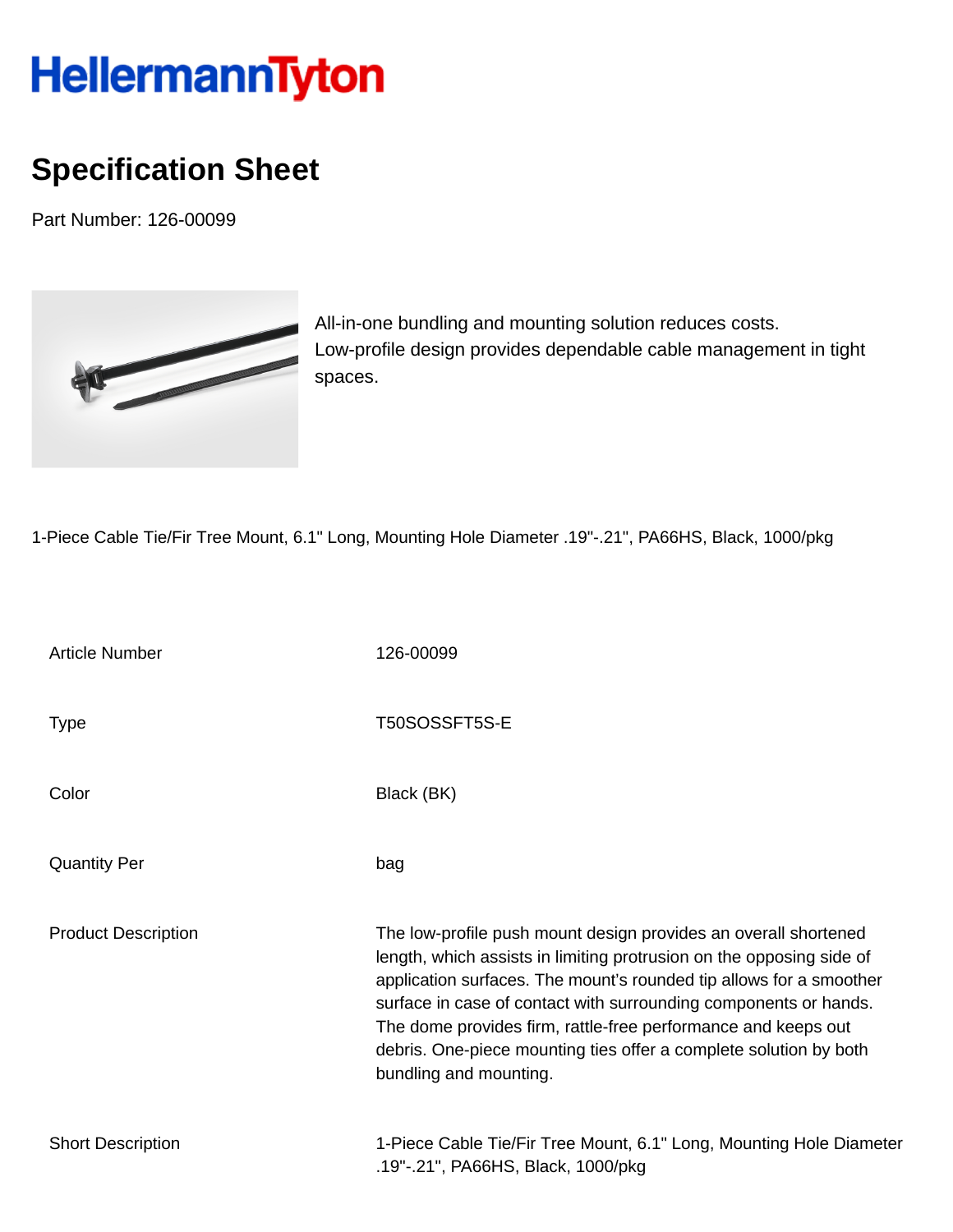HellermannTyton

# Specification Sheet

Part Number: 126-00099

All-in-one bundling and mounting solution reduces costs.
Low-profile design provides dependable cable management in tight spaces.

1-Piece Cable Tie/Fir Tree Mount, 6.1" Long, Mounting Hole Diameter .19"-.21", PA66HS, Black, 1000/pkg

| | |
|---|---|
| Article Number | 126-00099 |
| Type | T50SOSSFT5S-E |
| Color | Black (BK) |
| Quantity Per | bag |
| Product Description | The low-profile push mount design provides an overall shortened length, which assists in limiting protrusion on the opposing side of application surfaces. The mount's rounded tip allows for a smoother surface in case of contact with surrounding components or hands. The dome provides firm, rattle-free performance and keeps out debris. One-piece mounting ties offer a complete solution by both bundling and mounting. |
| Short Description | 1-Piece Cable Tie/Fir Tree Mount, 6.1" Long, Mounting Hole Diameter .19"-.21", PA66HS, Black, 1000/pkg |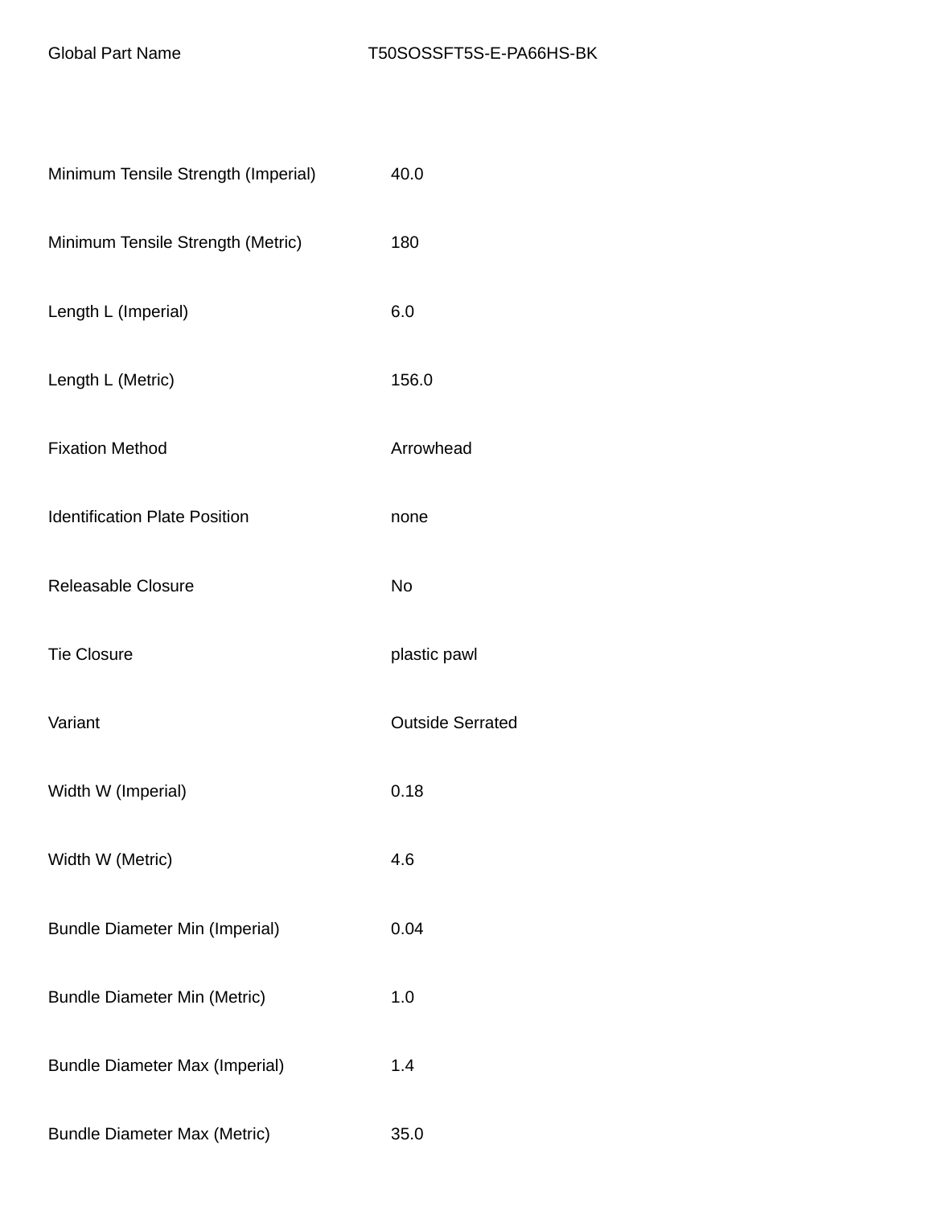| Global Part Name | T50SOSSFT5S-E-PA66HS-BK |
| --- | --- |
| Minimum Tensile Strength (Imperial) | 40.0 |
| Minimum Tensile Strength (Metric) | 180 |
| Length L (Imperial) | 6.0 |
| Length L (Metric) | 156.0 |
| Fixation Method | Arrowhead |
| Identification Plate Position | none |
| Releasable Closure | No |
| Tie Closure | plastic pawl |
| Variant | Outside Serrated |
| Width W (Imperial) | 0.18 |
| Width W (Metric) | 4.6 |
| Bundle Diameter Min (Imperial) | 0.04 |
| Bundle Diameter Min (Metric) | 1.0 |
| Bundle Diameter Max (Imperial) | 1.4 |
| Bundle Diameter Max (Metric) | 35.0 |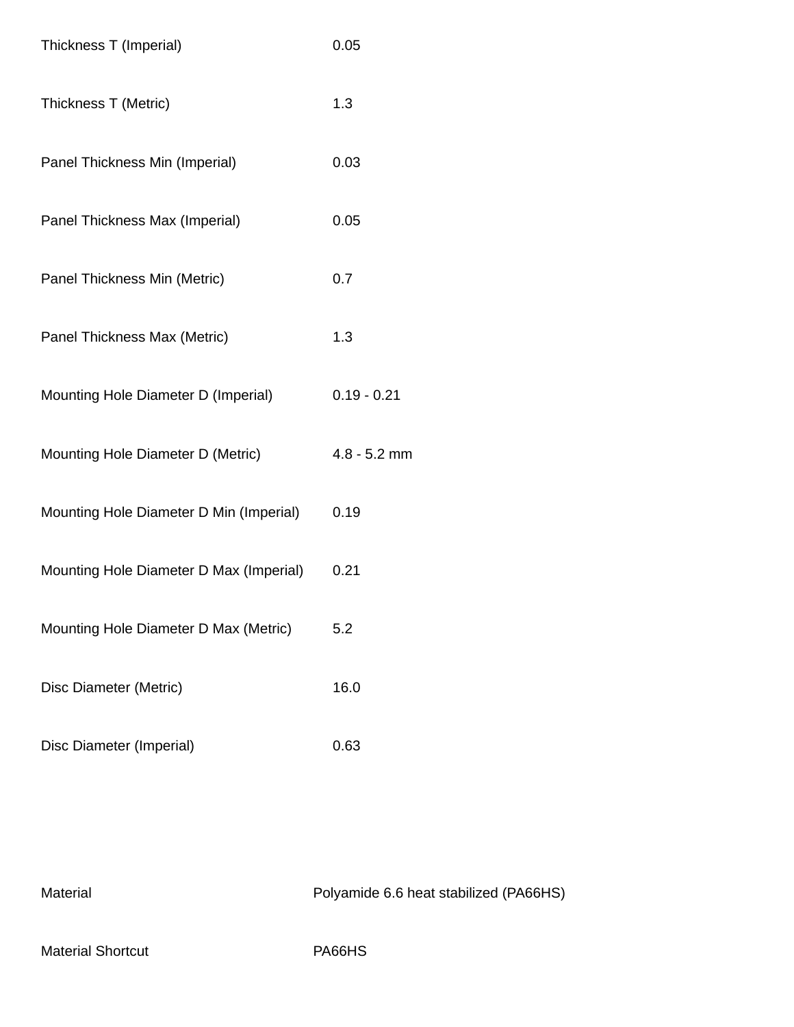| | |
|---|---|
| Thickness T (Imperial) | 0.05 |
| Thickness T (Metric) | 1.3 |
| Panel Thickness Min (Imperial) | 0.03 |
| Panel Thickness Max (Imperial) | 0.05 |
| Panel Thickness Min (Metric) | 0.7 |
| Panel Thickness Max (Metric) | 1.3 |
| Mounting Hole Diameter D (Imperial) | 0.19 - 0.21 |
| Mounting Hole Diameter D (Metric) | 4.8 - 5.2 mm |
| Mounting Hole Diameter D Min (Imperial) | 0.19 |
| Mounting Hole Diameter D Max (Imperial) | 0.21 |
| Mounting Hole Diameter D Max (Metric) | 5.2 |
| Disc Diameter (Metric) | 16.0 |
| Disc Diameter (Imperial) | 0.63 |

| | |
|---|---|
| Material | Polyamide 6.6 heat stabilized (PA66HS) |
| Material Shortcut | PA66HS |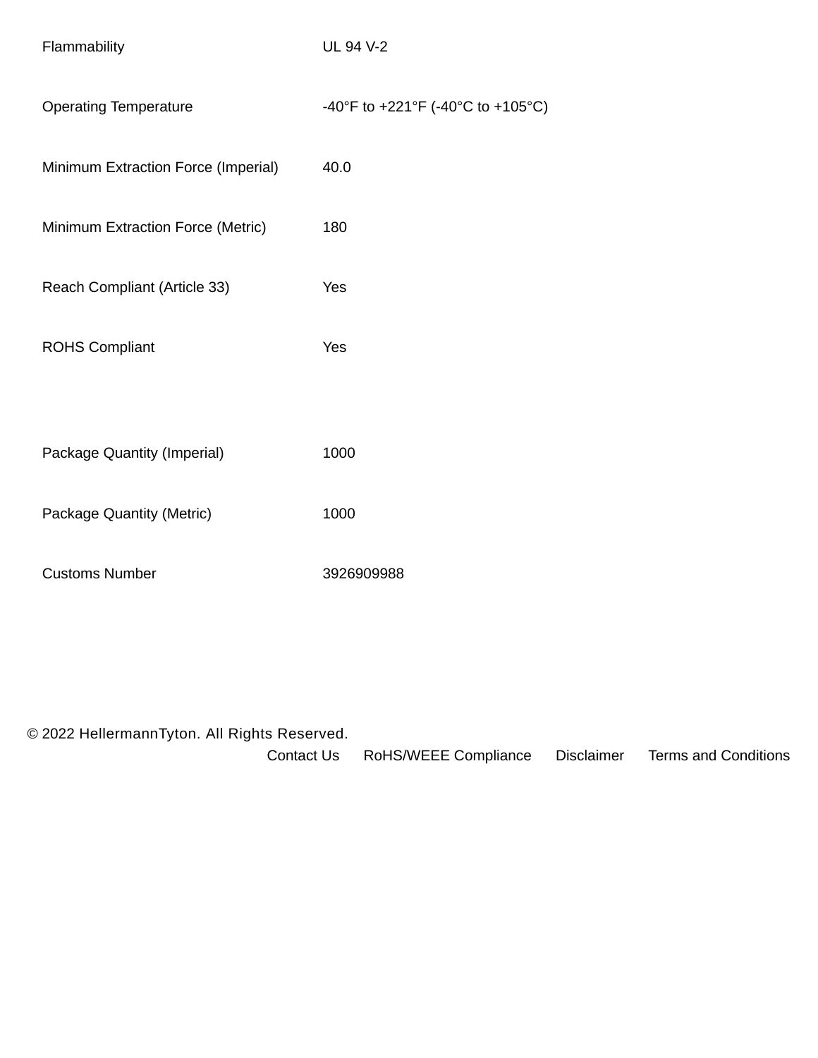| | |
|---|---|
| Flammability | UL 94 V-2 |
| Operating Temperature | -40°F to +221°F (-40°C to +105°C) |
| Minimum Extraction Force (Imperial) | 40.0 |
| Minimum Extraction Force (Metric) | 180 |
| Reach Compliant (Article 33) | Yes |
| ROHS Compliant | Yes |

| | |
|---|---|
| Package Quantity (Imperial) | 1000 |
| Package Quantity (Metric) | 1000 |
| Customs Number | 3926909988 |

© 2022 HellermannTyton. All Rights Reserved.

Contact Us RoHS/WEEE Compliance Disclaimer Terms and Conditions